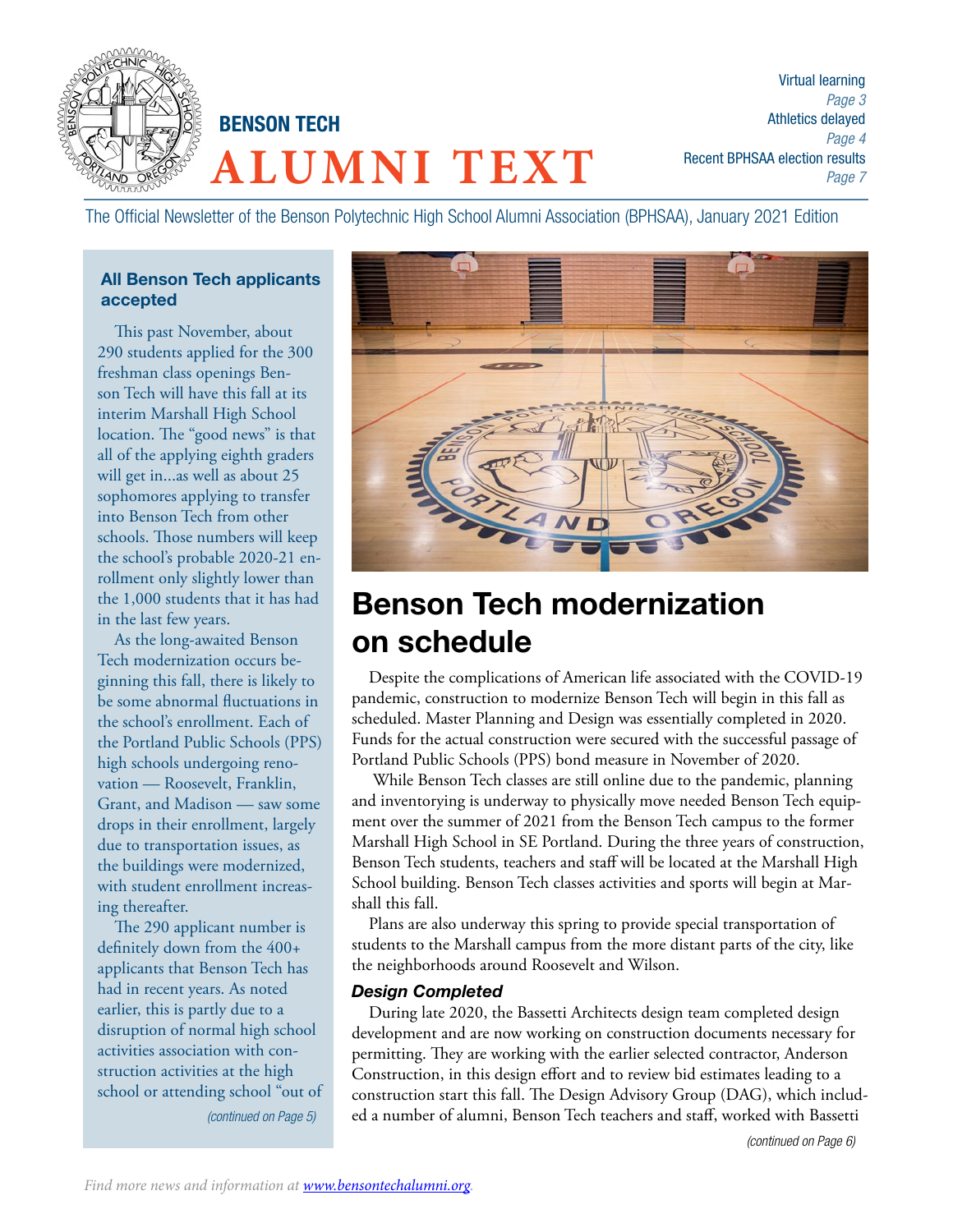# BENSON TECH ALUMNI TEXT

Virtual learning *Page 3*
Athletics delayed *Page 4*
Recent BPHSAA election results *Page 7*

The Official Newsletter of the Benson Polytechnic High School Alumni Association (BPHSAA), January 2021 Edition

## Benson Tech modernization on schedule

Despite the complications of American life associated with the COVID-19 pandemic, construction to modernize Benson Tech will begin in this fall as scheduled. Master Planning and Design was essentially completed in 2020. Funds for the actual construction were secured with the successful passage of Portland Public Schools (PPS) bond measure in November of 2020.

While Benson Tech classes are still online due to the pandemic, planning and inventorying is underway to physically move needed Benson Tech equipment over the summer of 2021 from the Benson Tech campus to the former Marshall High School in SE Portland. During the three years of construction, Benson Tech students, teachers and staff will be located at the Marshall High School building. Benson Tech classes activities and sports will begin at Marshall this fall.

Plans are also underway this spring to provide special transportation of students to the Marshall campus from the more distant parts of the city, like the neighborhoods around Roosevelt and Wilson.

### *Design Completed*

During late 2020, the Bassetti Architects design team completed design development and are now working on construction documents necessary for permitting. They are working with the earlier selected contractor, Anderson Construction, in this design effort and to review bid estimates leading to a construction start this fall. The Design Advisory Group (DAG), which included a number of alumni, Benson Tech teachers and staff, worked with Bassetti

*(continued on Page 6)*

### All Benson Tech applicants accepted

This past November, about 290 students applied for the 300 freshman class openings Benson Tech will have this fall at its interim Marshall High School location. The "good news" is that all of the applying eighth graders will get in…as well as about 25 sophomores applying to transfer into Benson Tech from other schools. Those numbers will keep the school's probable 2020-21 enrollment only slightly lower than the 1,000 students that it has had in the last few years.

As the long-awaited Benson Tech modernization occurs beginning this fall, there is likely to be some abnormal fluctuations in the school's enrollment. Each of the Portland Public Schools (PPS) high schools undergoing renovation — Roosevelt, Franklin, Grant, and Madison — saw some drops in their enrollment, largely due to transportation issues, as the buildings were modernized, with student enrollment increasing thereafter.

The 290 applicant number is definitely down from the 400+ applicants that Benson Tech has had in recent years. As noted earlier, this is partly due to a disruption of normal high school activities association with construction activities at the high school or attending school "out of

*(continued on Page 5)*

*Find more news and information at www.bensontechalumni.org.*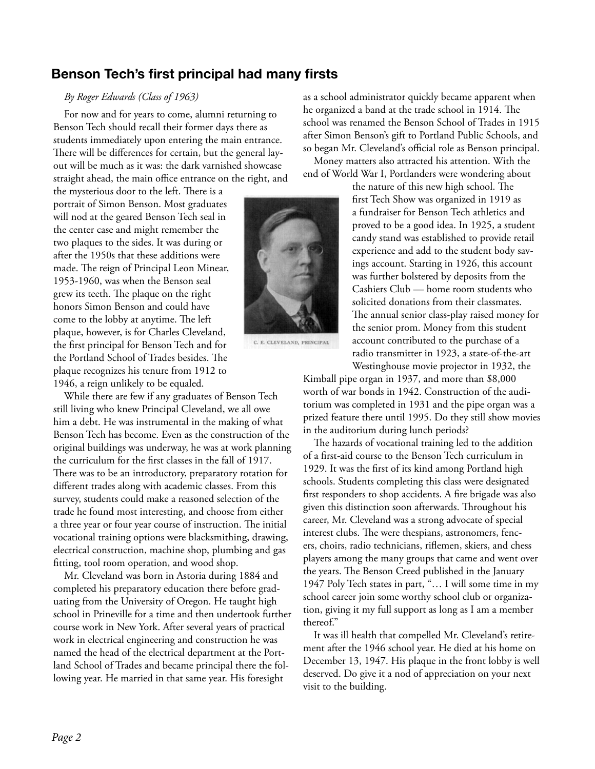## Benson Tech's first principal had many firsts

*By Roger Edwards (Class of 1963)*

For now and for years to come, alumni returning to Benson Tech should recall their former days there as students immediately upon entering the main entrance. There will be differences for certain, but the general layout will be much as it was: the dark varnished showcase straight ahead, the main office entrance on the right, and the mysterious door to the left. There is a portrait of Simon Benson. Most graduates will nod at the geared Benson Tech seal in the center case and might remember the two plaques to the sides. It was during or after the 1950s that these additions were made. The reign of Principal Leon Minear, 1953-1960, was when the Benson seal grew its teeth. The plaque on the right honors Simon Benson and could have come to the lobby at anytime. The left plaque, however, is for Charles Cleveland, the first principal for Benson Tech and for the Portland School of Trades besides. The plaque recognizes his tenure from 1912 to 1946, a reign unlikely to be equaled.

C. E. CLEVELAND, PRINCIPAL

While there are few if any graduates of Benson Tech still living who knew Principal Cleveland, we all owe him a debt. He was instrumental in the making of what Benson Tech has become. Even as the construction of the original buildings was underway, he was at work planning the curriculum for the first classes in the fall of 1917. There was to be an introductory, preparatory rotation for different trades along with academic classes. From this survey, students could make a reasoned selection of the trade he found most interesting, and choose from either a three year or four year course of instruction. The initial vocational training options were blacksmithing, drawing, electrical construction, machine shop, plumbing and gas fitting, tool room operation, and wood shop.

Mr. Cleveland was born in Astoria during 1884 and completed his preparatory education there before graduating from the University of Oregon. He taught high school in Prineville for a time and then undertook further course work in New York. After several years of practical work in electrical engineering and construction he was named the head of the electrical department at the Portland School of Trades and became principal there the following year. He married in that same year. His foresight as a school administrator quickly became apparent when he organized a band at the trade school in 1914. The school was renamed the Benson School of Trades in 1915 after Simon Benson's gift to Portland Public Schools, and so began Mr. Cleveland's official role as Benson principal.

Money matters also attracted his attention. With the end of World War I, Portlanders were wondering about the nature of this new high school. The first Tech Show was organized in 1919 as a fundraiser for Benson Tech athletics and proved to be a good idea. In 1925, a student candy stand was established to provide retail experience and add to the student body savings account. Starting in 1926, this account was further bolstered by deposits from the Cashiers Club — home room students who solicited donations from their classmates. The annual senior class-play raised money for the senior prom. Money from this student account contributed to the purchase of a radio transmitter in 1923, a state-of-the-art Westinghouse movie projector in 1932, the Kimball pipe organ in 1937, and more than $8,000 worth of war bonds in 1942. Construction of the auditorium was completed in 1931 and the pipe organ was a prized feature there until 1995. Do they still show movies in the auditorium during lunch periods?

The hazards of vocational training led to the addition of a first-aid course to the Benson Tech curriculum in 1929. It was the first of its kind among Portland high schools. Students completing this class were designated first responders to shop accidents. A fire brigade was also given this distinction soon afterwards. Throughout his career, Mr. Cleveland was a strong advocate of special interest clubs. The were thespians, astronomers, fencers, choirs, radio technicians, riflemen, skiers, and chess players among the many groups that came and went over the years. The Benson Creed published in the January 1947 Poly Tech states in part, "… I will some time in my school career join some worthy school club or organization, giving it my full support as long as I am a member thereof."

It was ill health that compelled Mr. Cleveland's retirement after the 1946 school year. He died at his home on December 13, 1947. His plaque in the front lobby is well deserved. Do give it a nod of appreciation on your next visit to the building.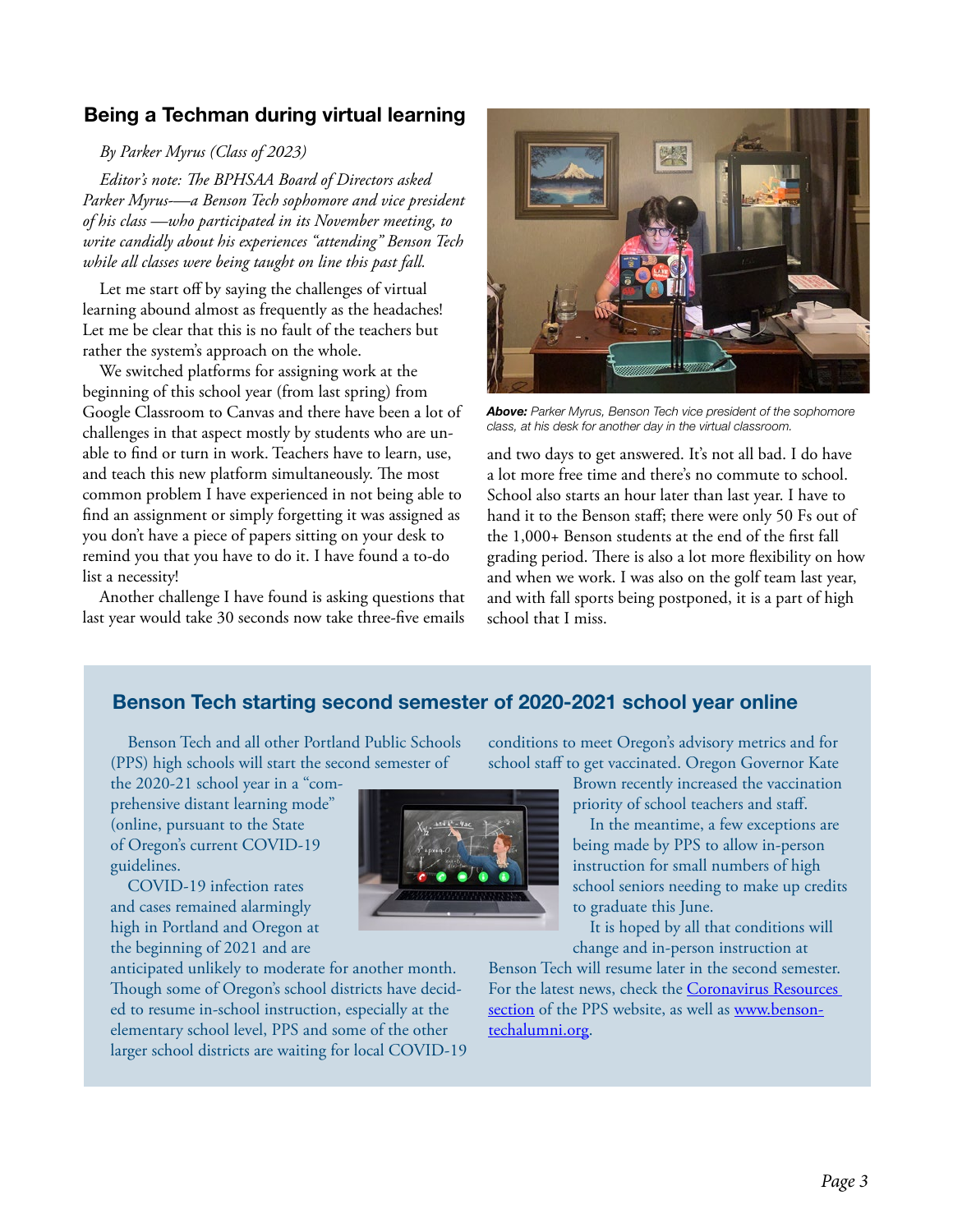## Being a Techman during virtual learning

*By Parker Myrus (Class of 2023)*

*Editor's note: The BPHSAA Board of Directors asked Parker Myrus—a Benson Tech sophomore and vice president of his class —who participated in its November meeting, to write candidly about his experiences "attending" Benson Tech while all classes were being taught on line this past fall.*

Let me start off by saying the challenges of virtual learning abound almost as frequently as the headaches! Let me be clear that this is no fault of the teachers but rather the system's approach on the whole.

We switched platforms for assigning work at the beginning of this school year (from last spring) from Google Classroom to Canvas and there have been a lot of challenges in that aspect mostly by students who are unable to find or turn in work. Teachers have to learn, use, and teach this new platform simultaneously. The most common problem I have experienced in not being able to find an assignment or simply forgetting it was assigned as you don't have a piece of papers sitting on your desk to remind you that you have to do it. I have found a to-do list a necessity!

Another challenge I have found is asking questions that last year would take 30 seconds now take three-five emails and two days to get answered. It's not all bad. I do have a lot more free time and there's no commute to school. School also starts an hour later than last year. I have to hand it to the Benson staff; there were only 50 Fs out of the 1,000+ Benson students at the end of the first fall grading period. There is also a lot more flexibility on how and when we work. I was also on the golf team last year, and with fall sports being postponed, it is a part of high school that I miss.

***Above:*** *Parker Myrus, Benson Tech vice president of the sophomore class, at his desk for another day in the virtual classroom.*

## Benson Tech starting second semester of 2020-2021 school year online

Benson Tech and all other Portland Public Schools (PPS) high schools will start the second semester of the 2020-21 school year in a "comprehensive distant learning mode" (online, pursuant to the State of Oregon's current COVID-19 guidelines.

COVID-19 infection rates and cases remained alarmingly high in Portland and Oregon at the beginning of 2021 and are anticipated unlikely to moderate for another month. Though some of Oregon's school districts have decided to resume in-school instruction, especially at the elementary school level, PPS and some of the other larger school districts are waiting for local COVID-19 conditions to meet Oregon's advisory metrics and for school staff to get vaccinated. Oregon Governor Kate Brown recently increased the vaccination priority of school teachers and staff.

In the meantime, a few exceptions are being made by PPS to allow in-person instruction for small numbers of high school seniors needing to make up credits to graduate this June.

It is hoped by all that conditions will change and in-person instruction at Benson Tech will resume later in the second semester. For the latest news, check the Coronavirus Resources section of the PPS website, as well as www.benson-techalumni.org.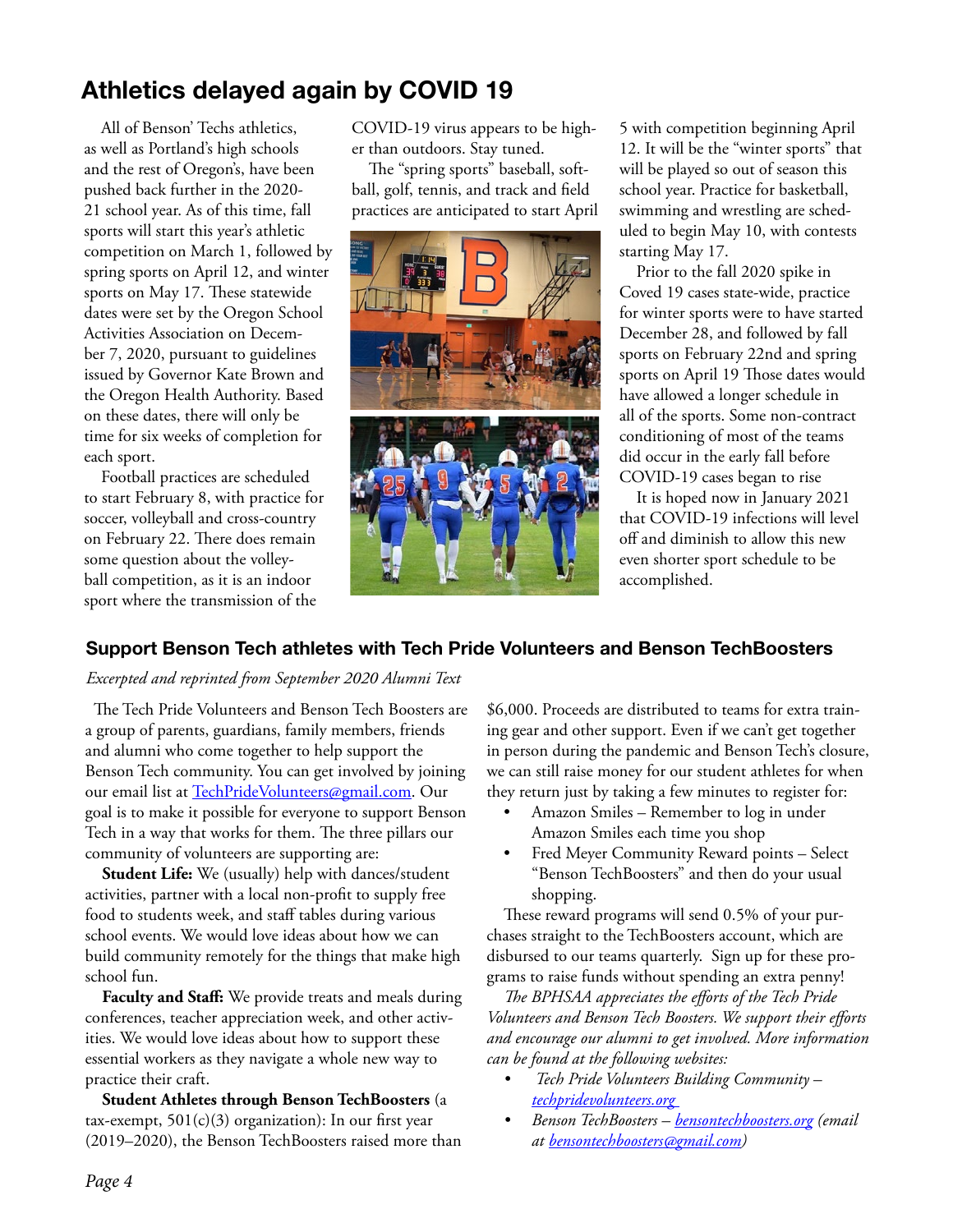# Athletics delayed again by COVID 19

All of Benson' Techs athletics, as well as Portland's high schools and the rest of Oregon's, have been pushed back further in the 2020-21 school year. As of this time, fall sports will start this year's athletic competition on March 1, followed by spring sports on April 12, and winter sports on May 17. These statewide dates were set by the Oregon School Activities Association on December 7, 2020, pursuant to guidelines issued by Governor Kate Brown and the Oregon Health Authority. Based on these dates, there will only be time for six weeks of completion for each sport.

Football practices are scheduled to start February 8, with practice for soccer, volleyball and cross-country on February 22. There does remain some question about the volleyball competition, as it is an indoor sport where the transmission of the COVID-19 virus appears to be higher than outdoors. Stay tuned.

The "spring sports" baseball, softball, golf, tennis, and track and field practices are anticipated to start April 5 with competition beginning April 12. It will be the "winter sports" that will be played so out of season this school year. Practice for basketball, swimming and wrestling are scheduled to begin May 10, with contests starting May 17.

Prior to the fall 2020 spike in Coved 19 cases state-wide, practice for winter sports were to have started December 28, and followed by fall sports on February 22nd and spring sports on April 19 Those dates would have allowed a longer schedule in all of the sports. Some non-contract conditioning of most of the teams did occur in the early fall before COVID-19 cases began to rise

It is hoped now in January 2021 that COVID-19 infections will level off and diminish to allow this new even shorter sport schedule to be accomplished.

### Support Benson Tech athletes with Tech Pride Volunteers and Benson TechBoosters

*Excerpted and reprinted from September 2020 Alumni Text*

The Tech Pride Volunteers and Benson Tech Boosters are a group of parents, guardians, family members, friends and alumni who come together to help support the Benson Tech community. You can get involved by joining our email list at TechPrideVolunteers@gmail.com. Our goal is to make it possible for everyone to support Benson Tech in a way that works for them. The three pillars our community of volunteers are supporting are:

**Student Life:** We (usually) help with dances/student activities, partner with a local non-profit to supply free food to students week, and staff tables during various school events. We would love ideas about how we can build community remotely for the things that make high school fun.

**Faculty and Staff:** We provide treats and meals during conferences, teacher appreciation week, and other activities. We would love ideas about how to support these essential workers as they navigate a whole new way to practice their craft.

**Student Athletes through Benson TechBoosters** (a tax-exempt, 501(c)(3) organization): In our first year (2019–2020), the Benson TechBoosters raised more than $6,000. Proceeds are distributed to teams for extra training gear and other support. Even if we can't get together in person during the pandemic and Benson Tech's closure, we can still raise money for our student athletes for when they return just by taking a few minutes to register for:

- Amazon Smiles – Remember to log in under Amazon Smiles each time you shop
- Fred Meyer Community Reward points – Select "Benson TechBoosters" and then do your usual shopping.

These reward programs will send 0.5% of your purchases straight to the TechBoosters account, which are disbursed to our teams quarterly. Sign up for these programs to raise funds without spending an extra penny!

*The BPHSAA appreciates the efforts of the Tech Pride Volunteers and Benson Tech Boosters. We support their efforts and encourage our alumni to get involved. More information can be found at the following websites:*

- *Tech Pride Volunteers Building Community – techpridevolunteers.org*
- *Benson TechBoosters – bensontechboosters.org (email at bensontechboosters@gmail.com)*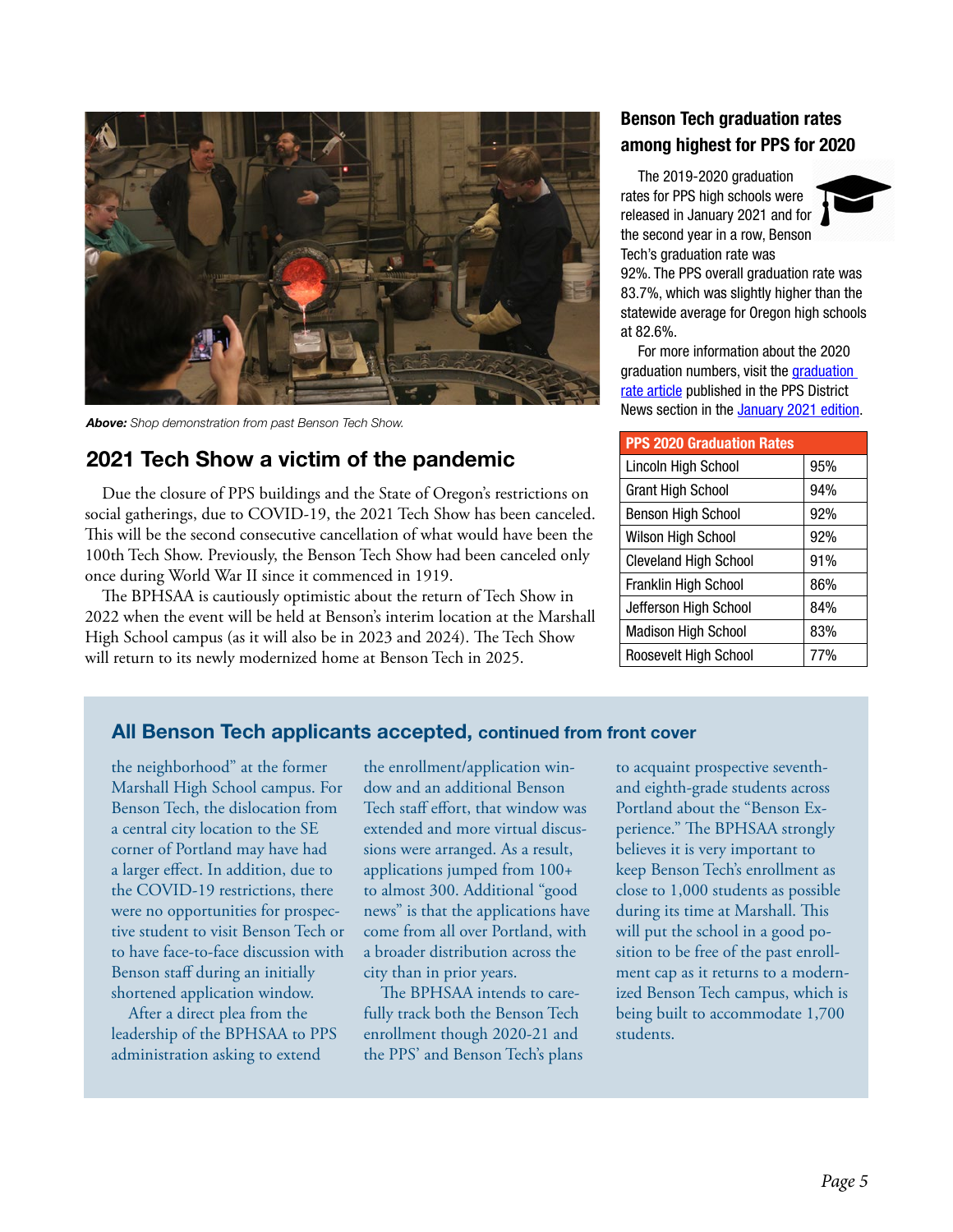*Above:* Shop demonstration from past Benson Tech Show.

## 2021 Tech Show a victim of the pandemic

Due the closure of PPS buildings and the State of Oregon's restrictions on social gatherings, due to COVID-19, the 2021 Tech Show has been canceled. This will be the second consecutive cancellation of what would have been the 100th Tech Show. Previously, the Benson Tech Show had been canceled only once during World War II since it commenced in 1919.

The BPHSAA is cautiously optimistic about the return of Tech Show in 2022 when the event will be held at Benson's interim location at the Marshall High School campus (as it will also be in 2023 and 2024). The Tech Show will return to its newly modernized home at Benson Tech in 2025.

## Benson Tech graduation rates among highest for PPS for 2020

The 2019-2020 graduation rates for PPS high schools were released in January 2021 and for the second year in a row, Benson Tech's graduation rate was 92%. The PPS overall graduation rate was 83.7%, which was slightly higher than the statewide average for Oregon high schools at 82.6%.

For more information about the 2020 graduation numbers, visit the graduation rate article published in the PPS District News section in the January 2021 edition.

| PPS 2020 Graduation Rates | |
|---|---|
| Lincoln High School | 95% |
| Grant High School | 94% |
| Benson High School | 92% |
| Wilson High School | 92% |
| Cleveland High School | 91% |
| Franklin High School | 86% |
| Jefferson High School | 84% |
| Madison High School | 83% |
| Roosevelt High School | 77% |

## All Benson Tech applicants accepted, continued from front cover

the neighborhood" at the former Marshall High School campus. For Benson Tech, the dislocation from a central city location to the SE corner of Portland may have had a larger effect. In addition, due to the COVID-19 restrictions, there were no opportunities for prospective student to visit Benson Tech or to have face-to-face discussion with Benson staff during an initially shortened application window.

After a direct plea from the leadership of the BPHSAA to PPS administration asking to extend the enrollment/application window and an additional Benson Tech staff effort, that window was extended and more virtual discussions were arranged. As a result, applications jumped from 100+ to almost 300. Additional "good news" is that the applications have come from all over Portland, with a broader distribution across the city than in prior years.

The BPHSAA intends to carefully track both the Benson Tech enrollment though 2020-21 and the PPS' and Benson Tech's plans to acquaint prospective seventh- and eighth-grade students across Portland about the "Benson Experience." The BPHSAA strongly believes it is very important to keep Benson Tech's enrollment as close to 1,000 students as possible during its time at Marshall. This will put the school in a good position to be free of the past enrollment cap as it returns to a modernized Benson Tech campus, which is being built to accommodate 1,700 students.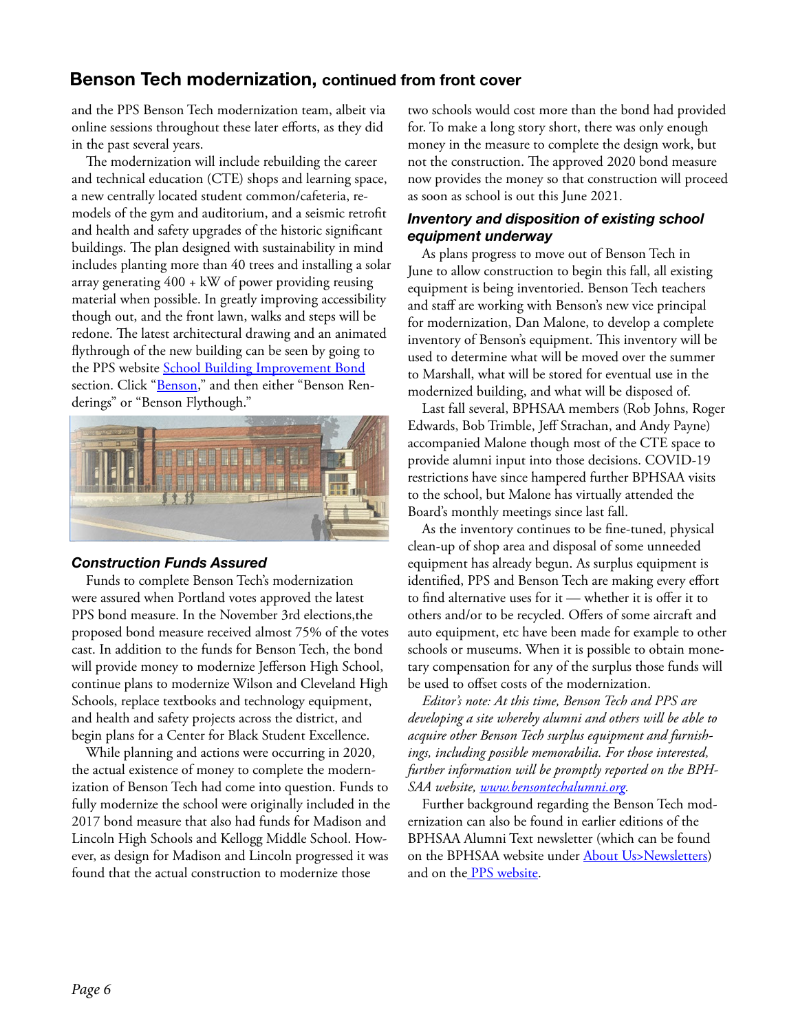## Benson Tech modernization, continued from front cover

and the PPS Benson Tech modernization team, albeit via online sessions throughout these later efforts, as they did in the past several years.

The modernization will include rebuilding the career and technical education (CTE) shops and learning space, a new centrally located student common/cafeteria, remodels of the gym and auditorium, and a seismic retrofit and health and safety upgrades of the historic significant buildings. The plan designed with sustainability in mind includes planting more than 40 trees and installing a solar array generating 400 + kW of power providing reusing material when possible. In greatly improving accessibility though out, and the front lawn, walks and steps will be redone. The latest architectural drawing and an animated flythrough of the new building can be seen by going to the PPS website [School Building Improvement Bond]() section. Click "[Benson](),'' and then either "Benson Renderings" or "Benson Flythough."

### *Construction Funds Assured*

Funds to complete Benson Tech's modernization were assured when Portland votes approved the latest PPS bond measure. In the November 3rd elections,the proposed bond measure received almost 75% of the votes cast. In addition to the funds for Benson Tech, the bond will provide money to modernize Jefferson High School, continue plans to modernize Wilson and Cleveland High Schools, replace textbooks and technology equipment, and health and safety projects across the district, and begin plans for a Center for Black Student Excellence.

While planning and actions were occurring in 2020, the actual existence of money to complete the modernization of Benson Tech had come into question. Funds to fully modernize the school were originally included in the 2017 bond measure that also had funds for Madison and Lincoln High Schools and Kellogg Middle School. However, as design for Madison and Lincoln progressed it was found that the actual construction to modernize those two schools would cost more than the bond had provided for. To make a long story short, there was only enough money in the measure to complete the design work, but not the construction. The approved 2020 bond measure now provides the money so that construction will proceed as soon as school is out this June 2021.

### *Inventory and disposition of existing school equipment underway*

As plans progress to move out of Benson Tech in June to allow construction to begin this fall, all existing equipment is being inventoried. Benson Tech teachers and staff are working with Benson's new vice principal for modernization, Dan Malone, to develop a complete inventory of Benson's equipment. This inventory will be used to determine what will be moved over the summer to Marshall, what will be stored for eventual use in the modernized building, and what will be disposed of.

Last fall several, BPHSAA members (Rob Johns, Roger Edwards, Bob Trimble, Jeff Strachan, and Andy Payne) accompanied Malone though most of the CTE space to provide alumni input into those decisions. COVID-19 restrictions have since hampered further BPHSAA visits to the school, but Malone has virtually attended the Board's monthly meetings since last fall.

As the inventory continues to be fine-tuned, physical clean-up of shop area and disposal of some unneeded equipment has already begun. As surplus equipment is identified, PPS and Benson Tech are making every effort to find alternative uses for it — whether it is offer it to others and/or to be recycled. Offers of some aircraft and auto equipment, etc have been made for example to other schools or museums. When it is possible to obtain monetary compensation for any of the surplus those funds will be used to offset costs of the modernization.

*Editor's note: At this time, Benson Tech and PPS are developing a site whereby alumni and others will be able to acquire other Benson Tech surplus equipment and furnishings, including possible memorabilia. For those interested, further information will be promptly reported on the BPHSAA website, [www.bensontechalumni.org]().*

Further background regarding the Benson Tech modernization can also be found in earlier editions of the BPHSAA Alumni Text newsletter (which can be found on the BPHSAA website under [About Us>Newsletters]()) and on the [PPS website]().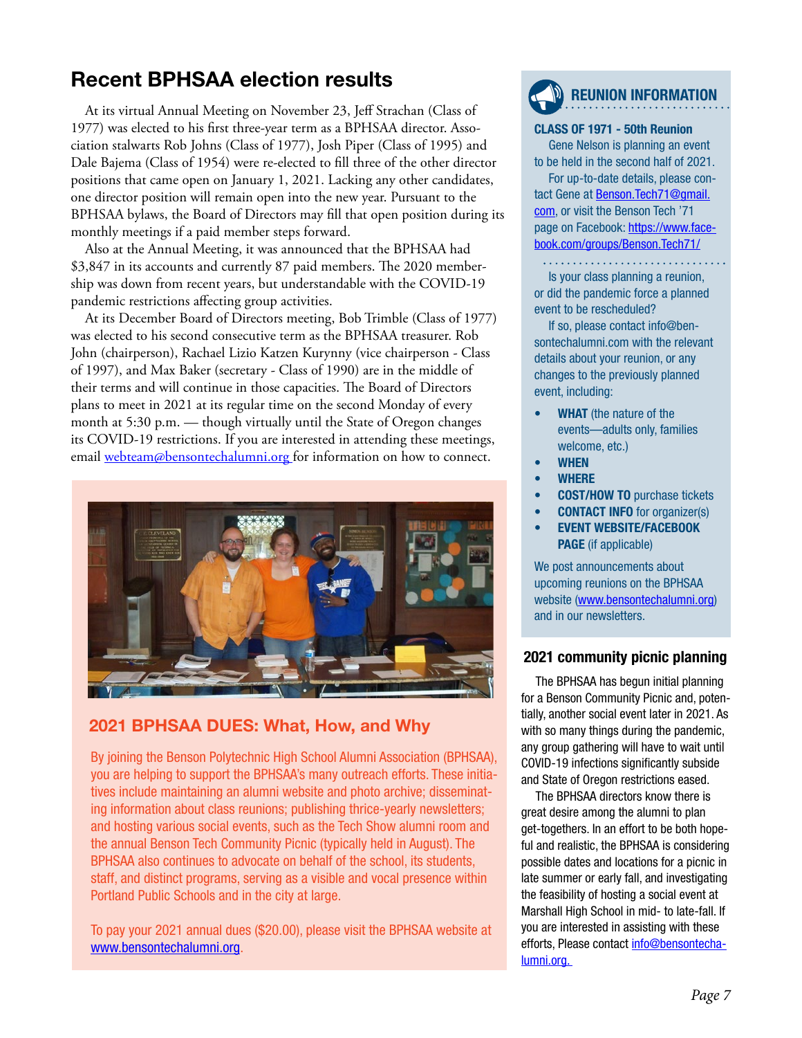## Recent BPHSAA election results

At its virtual Annual Meeting on November 23, Jeff Strachan (Class of 1977) was elected to his first three-year term as a BPHSAA director. Association stalwarts Rob Johns (Class of 1977), Josh Piper (Class of 1995) and Dale Bajema (Class of 1954) were re-elected to fill three of the other director positions that came open on January 1, 2021. Lacking any other candidates, one director position will remain open into the new year. Pursuant to the BPHSAA bylaws, the Board of Directors may fill that open position during its monthly meetings if a paid member steps forward.

Also at the Annual Meeting, it was announced that the BPHSAA had $3,847 in its accounts and currently 87 paid members. The 2020 membership was down from recent years, but understandable with the COVID-19 pandemic restrictions affecting group activities.

At its December Board of Directors meeting, Bob Trimble (Class of 1977) was elected to his second consecutive term as the BPHSAA treasurer. Rob John (chairperson), Rachael Lizio Katzen Kurynny (vice chairperson - Class of 1997), and Max Baker (secretary - Class of 1990) are in the middle of their terms and will continue in those capacities. The Board of Directors plans to meet in 2021 at its regular time on the second Monday of every month at 5:30 p.m. — though virtually until the State of Oregon changes its COVID-19 restrictions. If you are interested in attending these meetings, email webteam@bensontechalumni.org for information on how to connect.

### 2021 BPHSAA DUES: What, How, and Why

By joining the Benson Polytechnic High School Alumni Association (BPHSAA), you are helping to support the BPHSAA's many outreach efforts. These initiatives include maintaining an alumni website and photo archive; disseminating information about class reunions; publishing thrice-yearly newsletters; and hosting various social events, such as the Tech Show alumni room and the annual Benson Tech Community Picnic (typically held in August). The BPHSAA also continues to advocate on behalf of the school, its students, staff, and distinct programs, serving as a visible and vocal presence within Portland Public Schools and in the city at large.

To pay your 2021 annual dues ($20.00), please visit the BPHSAA website at www.bensontechalumni.org.

## REUNION INFORMATION

**CLASS OF 1971 - 50th Reunion**

Gene Nelson is planning an event to be held in the second half of 2021.

For up-to-date details, please contact Gene at Benson.Tech71@gmail.com, or visit the Benson Tech '71 page on Facebook: https://www.facebook.com/groups/Benson.Tech71/

Is your class planning a reunion, or did the pandemic force a planned event to be rescheduled?

If so, please contact info@bensontechalumni.com with the relevant details about your reunion, or any changes to the previously planned event, including:

- **WHAT** (the nature of the events—adults only, families welcome, etc.)
- **WHEN**
- **WHERE**
- **COST/HOW TO** purchase tickets
- **CONTACT INFO** for organizer(s)
- **EVENT WEBSITE/FACEBOOK PAGE** (if applicable)

We post announcements about upcoming reunions on the BPHSAA website (www.bensontechalumni.org) and in our newsletters.

## 2021 community picnic planning

The BPHSAA has begun initial planning for a Benson Community Picnic and, potentially, another social event later in 2021. As with so many things during the pandemic, any group gathering will have to wait until COVID-19 infections significantly subside and State of Oregon restrictions eased.

The BPHSAA directors know there is great desire among the alumni to plan get-togethers. In an effort to be both hopeful and realistic, the BPHSAA is considering possible dates and locations for a picnic in late summer or early fall, and investigating the feasibility of hosting a social event at Marshall High School in mid- to late-fall. If you are interested in assisting with these efforts, Please contact info@bensontechalumni.org.